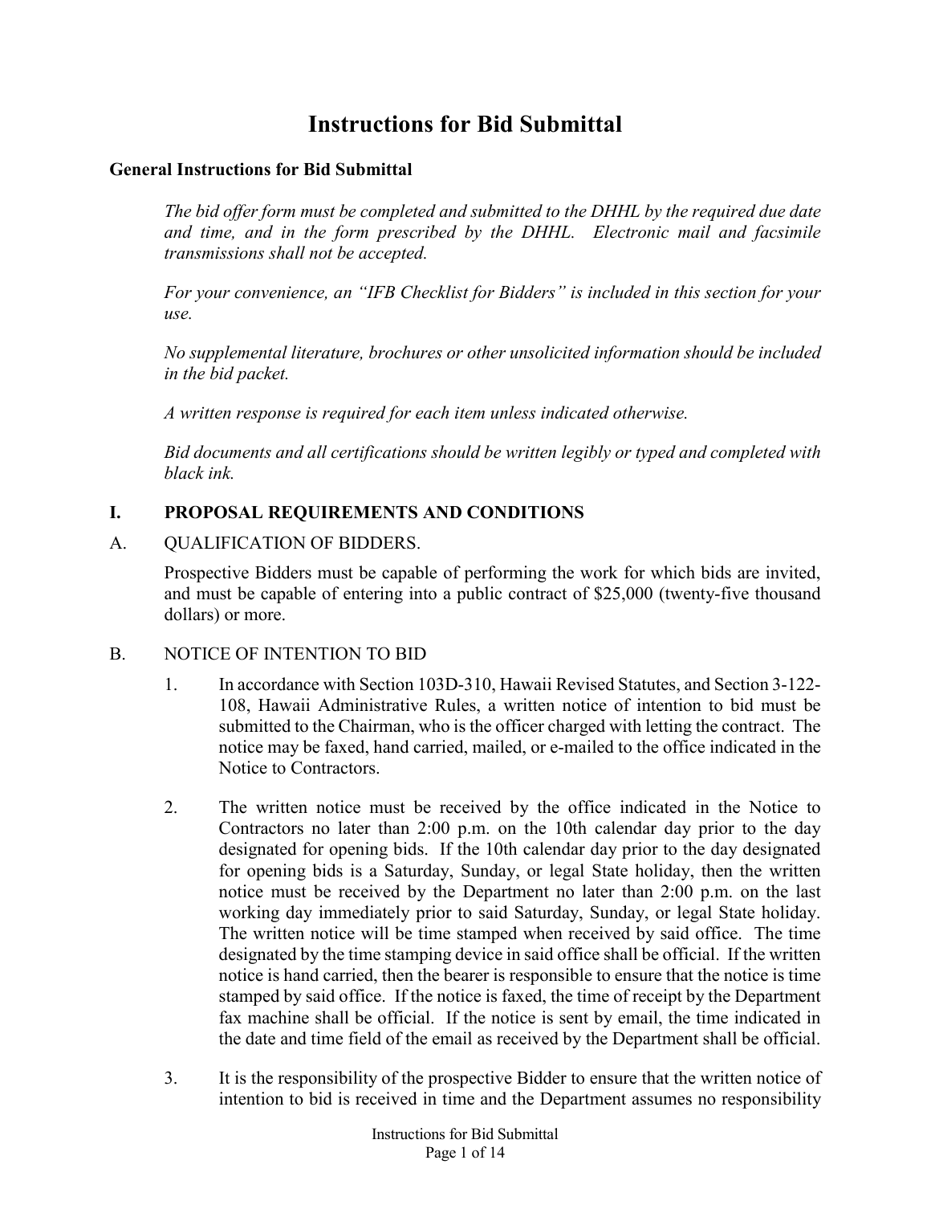# Instructions for Bid Submittal

## General Instructions for Bid Submittal

*The bid offer form must be completed and submitted to the DHHL by the required due date and time, and in the form prescribed by the DHHL. Electronic mail and facsimile transmissions shall not be accepted.*

*For your convenience, an "IFB Checklist for Bidders" is included in this section for your use.*

*No supplemental literature, brochures or other unsolicited information should be included in the bid packet.*

*A written response is required for each item unless indicated otherwise.*

*Bid documents and all certifications should be written legibly or typed and completed with black ink.*

## I. PROPOSAL REQUIREMENTS AND CONDITIONS

### A. QUALIFICATION OF BIDDERS.

Prospective Bidders must be capable of performing the work for which bids are invited, and must be capable of entering into a public contract of $25,000 (twenty-five thousand dollars) or more.

### B. NOTICE OF INTENTION TO BID

1. In accordance with Section 103D-310, Hawaii Revised Statutes, and Section 3-122-108, Hawaii Administrative Rules, a written notice of intention to bid must be submitted to the Chairman, who is the officer charged with letting the contract. The notice may be faxed, hand carried, mailed, or e-mailed to the office indicated in the Notice to Contractors.

2. The written notice must be received by the office indicated in the Notice to Contractors no later than 2:00 p.m. on the 10th calendar day prior to the day designated for opening bids. If the 10th calendar day prior to the day designated for opening bids is a Saturday, Sunday, or legal State holiday, then the written notice must be received by the Department no later than 2:00 p.m. on the last working day immediately prior to said Saturday, Sunday, or legal State holiday. The written notice will be time stamped when received by said office. The time designated by the time stamping device in said office shall be official. If the written notice is hand carried, then the bearer is responsible to ensure that the notice is time stamped by said office. If the notice is faxed, the time of receipt by the Department fax machine shall be official. If the notice is sent by email, the time indicated in the date and time field of the email as received by the Department shall be official.

3. It is the responsibility of the prospective Bidder to ensure that the written notice of intention to bid is received in time and the Department assumes no responsibility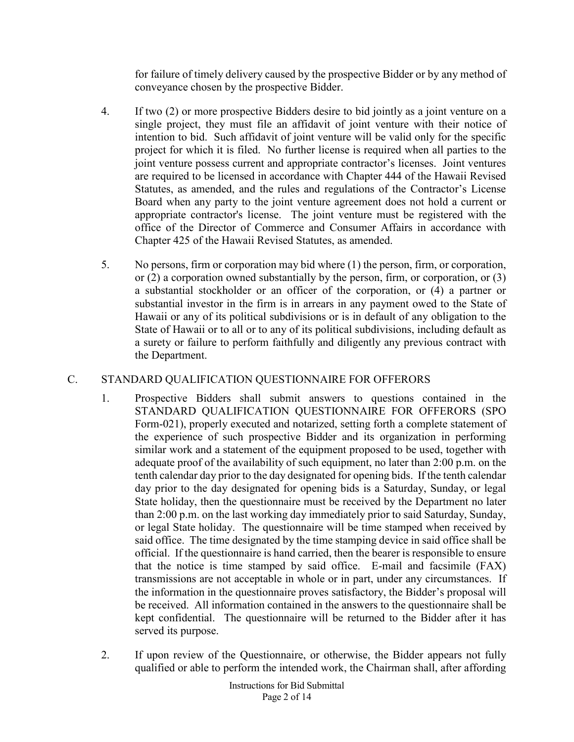for failure of timely delivery caused by the prospective Bidder or by any method of conveyance chosen by the prospective Bidder.

4. If two (2) or more prospective Bidders desire to bid jointly as a joint venture on a single project, they must file an affidavit of joint venture with their notice of intention to bid. Such affidavit of joint venture will be valid only for the specific project for which it is filed. No further license is required when all parties to the joint venture possess current and appropriate contractor's licenses. Joint ventures are required to be licensed in accordance with Chapter 444 of the Hawaii Revised Statutes, as amended, and the rules and regulations of the Contractor's License Board when any party to the joint venture agreement does not hold a current or appropriate contractor's license. The joint venture must be registered with the office of the Director of Commerce and Consumer Affairs in accordance with Chapter 425 of the Hawaii Revised Statutes, as amended.

5. No persons, firm or corporation may bid where (1) the person, firm, or corporation, or (2) a corporation owned substantially by the person, firm, or corporation, or (3) a substantial stockholder or an officer of the corporation, or (4) a partner or substantial investor in the firm is in arrears in any payment owed to the State of Hawaii or any of its political subdivisions or is in default of any obligation to the State of Hawaii or to all or to any of its political subdivisions, including default as a surety or failure to perform faithfully and diligently any previous contract with the Department.

## C. STANDARD QUALIFICATION QUESTIONNAIRE FOR OFFERORS

1. Prospective Bidders shall submit answers to questions contained in the STANDARD QUALIFICATION QUESTIONNAIRE FOR OFFERORS (SPO Form-021), properly executed and notarized, setting forth a complete statement of the experience of such prospective Bidder and its organization in performing similar work and a statement of the equipment proposed to be used, together with adequate proof of the availability of such equipment, no later than 2:00 p.m. on the tenth calendar day prior to the day designated for opening bids. If the tenth calendar day prior to the day designated for opening bids is a Saturday, Sunday, or legal State holiday, then the questionnaire must be received by the Department no later than 2:00 p.m. on the last working day immediately prior to said Saturday, Sunday, or legal State holiday. The questionnaire will be time stamped when received by said office. The time designated by the time stamping device in said office shall be official. If the questionnaire is hand carried, then the bearer is responsible to ensure that the notice is time stamped by said office. E-mail and facsimile (FAX) transmissions are not acceptable in whole or in part, under any circumstances. If the information in the questionnaire proves satisfactory, the Bidder's proposal will be received. All information contained in the answers to the questionnaire shall be kept confidential. The questionnaire will be returned to the Bidder after it has served its purpose.

2. If upon review of the Questionnaire, or otherwise, the Bidder appears not fully qualified or able to perform the intended work, the Chairman shall, after affording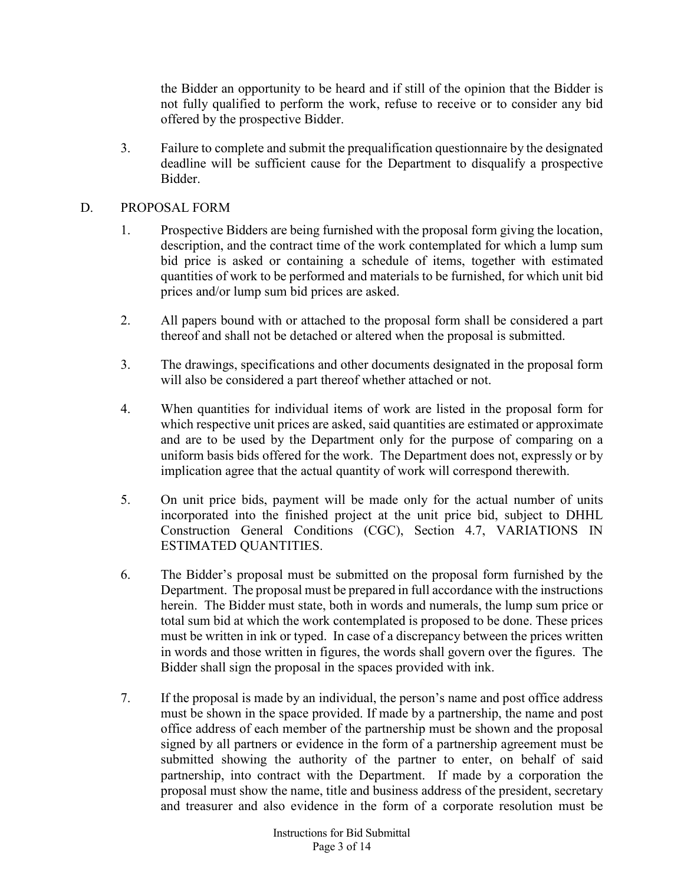the Bidder an opportunity to be heard and if still of the opinion that the Bidder is not fully qualified to perform the work, refuse to receive or to consider any bid offered by the prospective Bidder.

3. Failure to complete and submit the prequalification questionnaire by the designated deadline will be sufficient cause for the Department to disqualify a prospective Bidder.

D. PROPOSAL FORM

1. Prospective Bidders are being furnished with the proposal form giving the location, description, and the contract time of the work contemplated for which a lump sum bid price is asked or containing a schedule of items, together with estimated quantities of work to be performed and materials to be furnished, for which unit bid prices and/or lump sum bid prices are asked.

2. All papers bound with or attached to the proposal form shall be considered a part thereof and shall not be detached or altered when the proposal is submitted.

3. The drawings, specifications and other documents designated in the proposal form will also be considered a part thereof whether attached or not.

4. When quantities for individual items of work are listed in the proposal form for which respective unit prices are asked, said quantities are estimated or approximate and are to be used by the Department only for the purpose of comparing on a uniform basis bids offered for the work. The Department does not, expressly or by implication agree that the actual quantity of work will correspond therewith.

5. On unit price bids, payment will be made only for the actual number of units incorporated into the finished project at the unit price bid, subject to DHHL Construction General Conditions (CGC), Section 4.7, VARIATIONS IN ESTIMATED QUANTITIES.

6. The Bidder's proposal must be submitted on the proposal form furnished by the Department. The proposal must be prepared in full accordance with the instructions herein. The Bidder must state, both in words and numerals, the lump sum price or total sum bid at which the work contemplated is proposed to be done. These prices must be written in ink or typed. In case of a discrepancy between the prices written in words and those written in figures, the words shall govern over the figures. The Bidder shall sign the proposal in the spaces provided with ink.

7. If the proposal is made by an individual, the person's name and post office address must be shown in the space provided. If made by a partnership, the name and post office address of each member of the partnership must be shown and the proposal signed by all partners or evidence in the form of a partnership agreement must be submitted showing the authority of the partner to enter, on behalf of said partnership, into contract with the Department. If made by a corporation the proposal must show the name, title and business address of the president, secretary and treasurer and also evidence in the form of a corporate resolution must be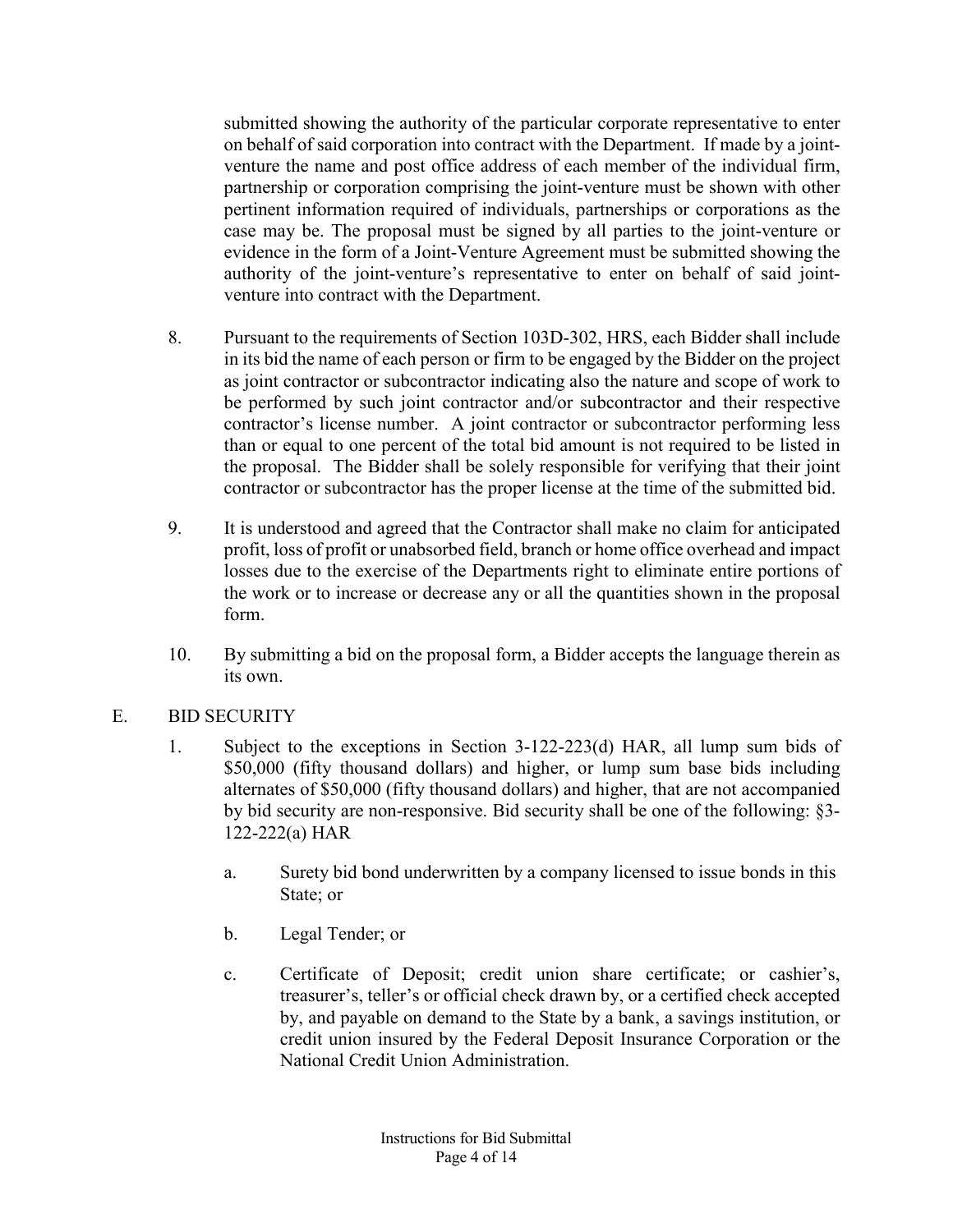submitted showing the authority of the particular corporate representative to enter on behalf of said corporation into contract with the Department. If made by a joint-venture the name and post office address of each member of the individual firm, partnership or corporation comprising the joint-venture must be shown with other pertinent information required of individuals, partnerships or corporations as the case may be. The proposal must be signed by all parties to the joint-venture or evidence in the form of a Joint-Venture Agreement must be submitted showing the authority of the joint-venture's representative to enter on behalf of said joint-venture into contract with the Department.

8. Pursuant to the requirements of Section 103D-302, HRS, each Bidder shall include in its bid the name of each person or firm to be engaged by the Bidder on the project as joint contractor or subcontractor indicating also the nature and scope of work to be performed by such joint contractor and/or subcontractor and their respective contractor's license number. A joint contractor or subcontractor performing less than or equal to one percent of the total bid amount is not required to be listed in the proposal. The Bidder shall be solely responsible for verifying that their joint contractor or subcontractor has the proper license at the time of the submitted bid.

9. It is understood and agreed that the Contractor shall make no claim for anticipated profit, loss of profit or unabsorbed field, branch or home office overhead and impact losses due to the exercise of the Departments right to eliminate entire portions of the work or to increase or decrease any or all the quantities shown in the proposal form.

10. By submitting a bid on the proposal form, a Bidder accepts the language therein as its own.

E. BID SECURITY

1. Subject to the exceptions in Section 3-122-223(d) HAR, all lump sum bids of $50,000 (fifty thousand dollars) and higher, or lump sum base bids including alternates of $50,000 (fifty thousand dollars) and higher, that are not accompanied by bid security are non-responsive. Bid security shall be one of the following: §3-122-222(a) HAR

   a. Surety bid bond underwritten by a company licensed to issue bonds in this State; or

   b. Legal Tender; or

   c. Certificate of Deposit; credit union share certificate; or cashier's, treasurer's, teller's or official check drawn by, or a certified check accepted by, and payable on demand to the State by a bank, a savings institution, or credit union insured by the Federal Deposit Insurance Corporation or the National Credit Union Administration.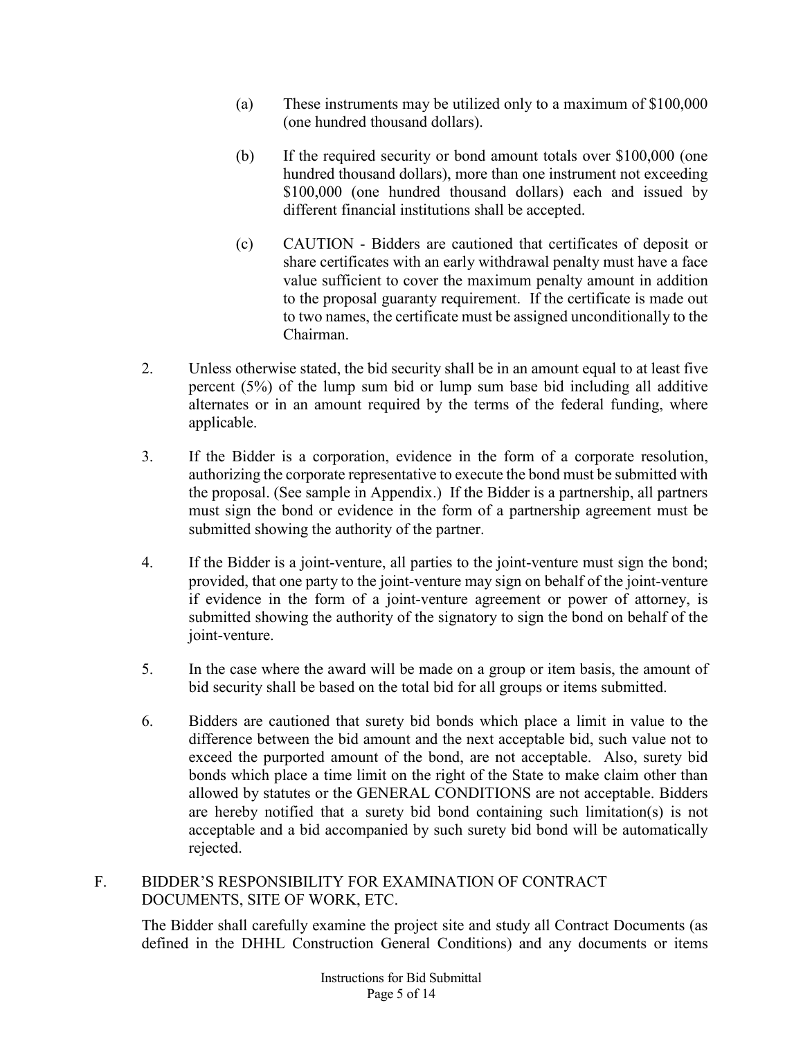(a) These instruments may be utilized only to a maximum of $100,000 (one hundred thousand dollars).

(b) If the required security or bond amount totals over $100,000 (one hundred thousand dollars), more than one instrument not exceeding $100,000 (one hundred thousand dollars) each and issued by different financial institutions shall be accepted.

(c) CAUTION - Bidders are cautioned that certificates of deposit or share certificates with an early withdrawal penalty must have a face value sufficient to cover the maximum penalty amount in addition to the proposal guaranty requirement. If the certificate is made out to two names, the certificate must be assigned unconditionally to the Chairman.

2. Unless otherwise stated, the bid security shall be in an amount equal to at least five percent (5%) of the lump sum bid or lump sum base bid including all additive alternates or in an amount required by the terms of the federal funding, where applicable.

3. If the Bidder is a corporation, evidence in the form of a corporate resolution, authorizing the corporate representative to execute the bond must be submitted with the proposal. (See sample in Appendix.) If the Bidder is a partnership, all partners must sign the bond or evidence in the form of a partnership agreement must be submitted showing the authority of the partner.

4. If the Bidder is a joint-venture, all parties to the joint-venture must sign the bond; provided, that one party to the joint-venture may sign on behalf of the joint-venture if evidence in the form of a joint-venture agreement or power of attorney, is submitted showing the authority of the signatory to sign the bond on behalf of the joint-venture.

5. In the case where the award will be made on a group or item basis, the amount of bid security shall be based on the total bid for all groups or items submitted.

6. Bidders are cautioned that surety bid bonds which place a limit in value to the difference between the bid amount and the next acceptable bid, such value not to exceed the purported amount of the bond, are not acceptable. Also, surety bid bonds which place a time limit on the right of the State to make claim other than allowed by statutes or the GENERAL CONDITIONS are not acceptable. Bidders are hereby notified that a surety bid bond containing such limitation(s) is not acceptable and a bid accompanied by such surety bid bond will be automatically rejected.

## F. BIDDER'S RESPONSIBILITY FOR EXAMINATION OF CONTRACT DOCUMENTS, SITE OF WORK, ETC.

The Bidder shall carefully examine the project site and study all Contract Documents (as defined in the DHHL Construction General Conditions) and any documents or items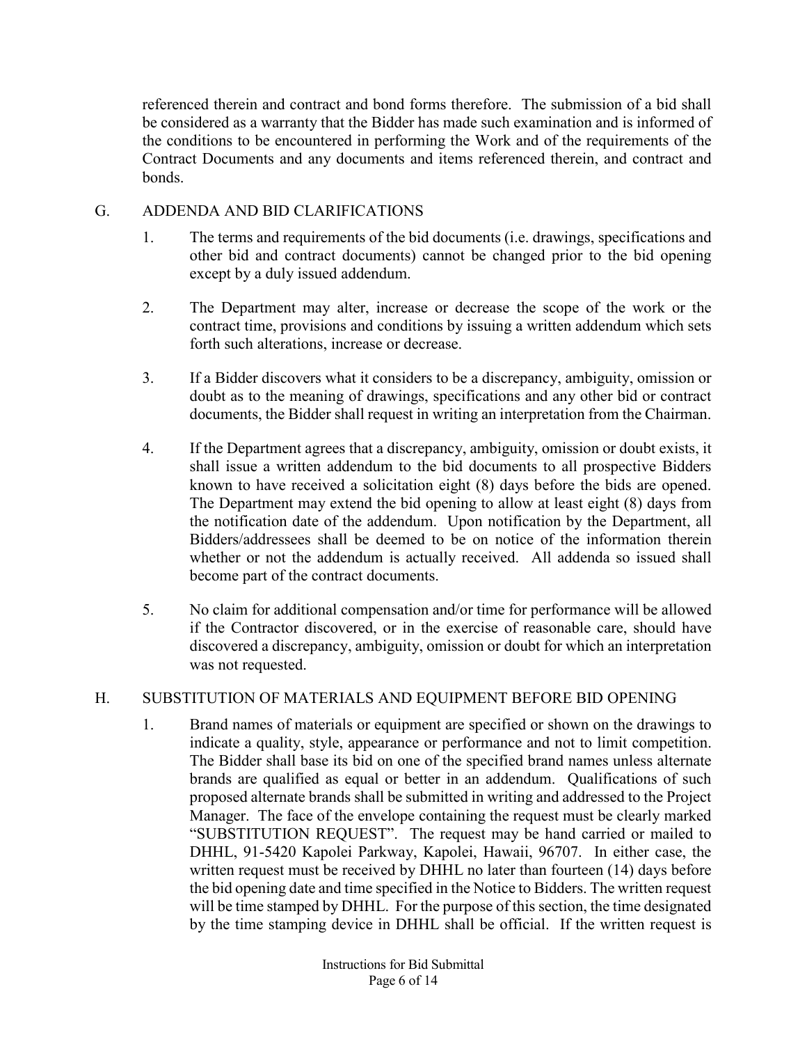referenced therein and contract and bond forms therefore. The submission of a bid shall be considered as a warranty that the Bidder has made such examination and is informed of the conditions to be encountered in performing the Work and of the requirements of the Contract Documents and any documents and items referenced therein, and contract and bonds.

## G. ADDENDA AND BID CLARIFICATIONS

1. The terms and requirements of the bid documents (i.e. drawings, specifications and other bid and contract documents) cannot be changed prior to the bid opening except by a duly issued addendum.

2. The Department may alter, increase or decrease the scope of the work or the contract time, provisions and conditions by issuing a written addendum which sets forth such alterations, increase or decrease.

3. If a Bidder discovers what it considers to be a discrepancy, ambiguity, omission or doubt as to the meaning of drawings, specifications and any other bid or contract documents, the Bidder shall request in writing an interpretation from the Chairman.

4. If the Department agrees that a discrepancy, ambiguity, omission or doubt exists, it shall issue a written addendum to the bid documents to all prospective Bidders known to have received a solicitation eight (8) days before the bids are opened. The Department may extend the bid opening to allow at least eight (8) days from the notification date of the addendum. Upon notification by the Department, all Bidders/addressees shall be deemed to be on notice of the information therein whether or not the addendum is actually received. All addenda so issued shall become part of the contract documents.

5. No claim for additional compensation and/or time for performance will be allowed if the Contractor discovered, or in the exercise of reasonable care, should have discovered a discrepancy, ambiguity, omission or doubt for which an interpretation was not requested.

## H. SUBSTITUTION OF MATERIALS AND EQUIPMENT BEFORE BID OPENING

1. Brand names of materials or equipment are specified or shown on the drawings to indicate a quality, style, appearance or performance and not to limit competition. The Bidder shall base its bid on one of the specified brand names unless alternate brands are qualified as equal or better in an addendum. Qualifications of such proposed alternate brands shall be submitted in writing and addressed to the Project Manager. The face of the envelope containing the request must be clearly marked "SUBSTITUTION REQUEST". The request may be hand carried or mailed to DHHL, 91-5420 Kapolei Parkway, Kapolei, Hawaii, 96707. In either case, the written request must be received by DHHL no later than fourteen (14) days before the bid opening date and time specified in the Notice to Bidders. The written request will be time stamped by DHHL. For the purpose of this section, the time designated by the time stamping device in DHHL shall be official. If the written request is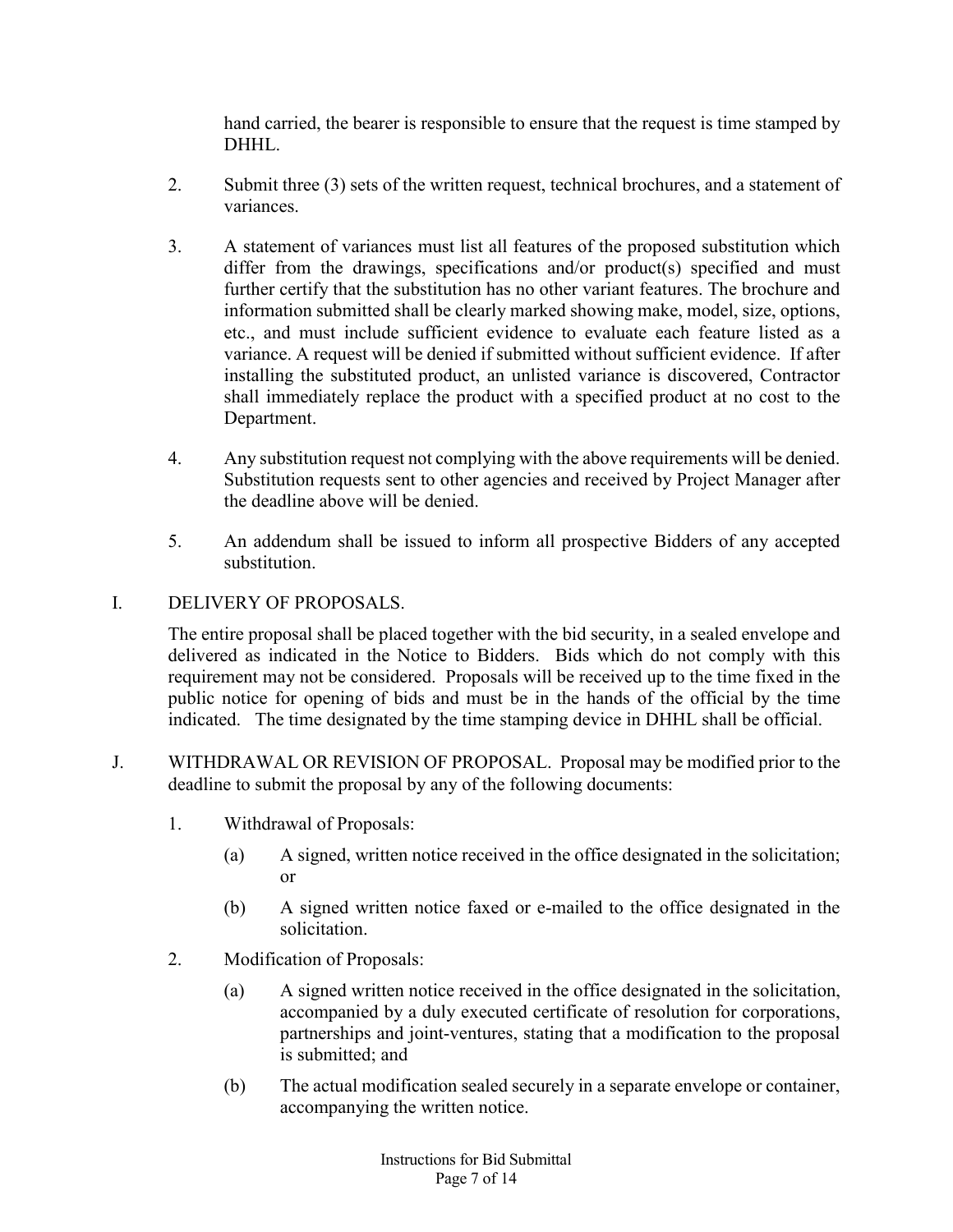hand carried, the bearer is responsible to ensure that the request is time stamped by DHHL.

2. Submit three (3) sets of the written request, technical brochures, and a statement of variances.

3. A statement of variances must list all features of the proposed substitution which differ from the drawings, specifications and/or product(s) specified and must further certify that the substitution has no other variant features. The brochure and information submitted shall be clearly marked showing make, model, size, options, etc., and must include sufficient evidence to evaluate each feature listed as a variance. A request will be denied if submitted without sufficient evidence. If after installing the substituted product, an unlisted variance is discovered, Contractor shall immediately replace the product with a specified product at no cost to the Department.

4. Any substitution request not complying with the above requirements will be denied. Substitution requests sent to other agencies and received by Project Manager after the deadline above will be denied.

5. An addendum shall be issued to inform all prospective Bidders of any accepted substitution.

I. DELIVERY OF PROPOSALS.

The entire proposal shall be placed together with the bid security, in a sealed envelope and delivered as indicated in the Notice to Bidders. Bids which do not comply with this requirement may not be considered. Proposals will be received up to the time fixed in the public notice for opening of bids and must be in the hands of the official by the time indicated. The time designated by the time stamping device in DHHL shall be official.

J. WITHDRAWAL OR REVISION OF PROPOSAL. Proposal may be modified prior to the deadline to submit the proposal by any of the following documents:

1. Withdrawal of Proposals:

   (a) A signed, written notice received in the office designated in the solicitation; or

   (b) A signed written notice faxed or e-mailed to the office designated in the solicitation.

2. Modification of Proposals:

   (a) A signed written notice received in the office designated in the solicitation, accompanied by a duly executed certificate of resolution for corporations, partnerships and joint-ventures, stating that a modification to the proposal is submitted; and

   (b) The actual modification sealed securely in a separate envelope or container, accompanying the written notice.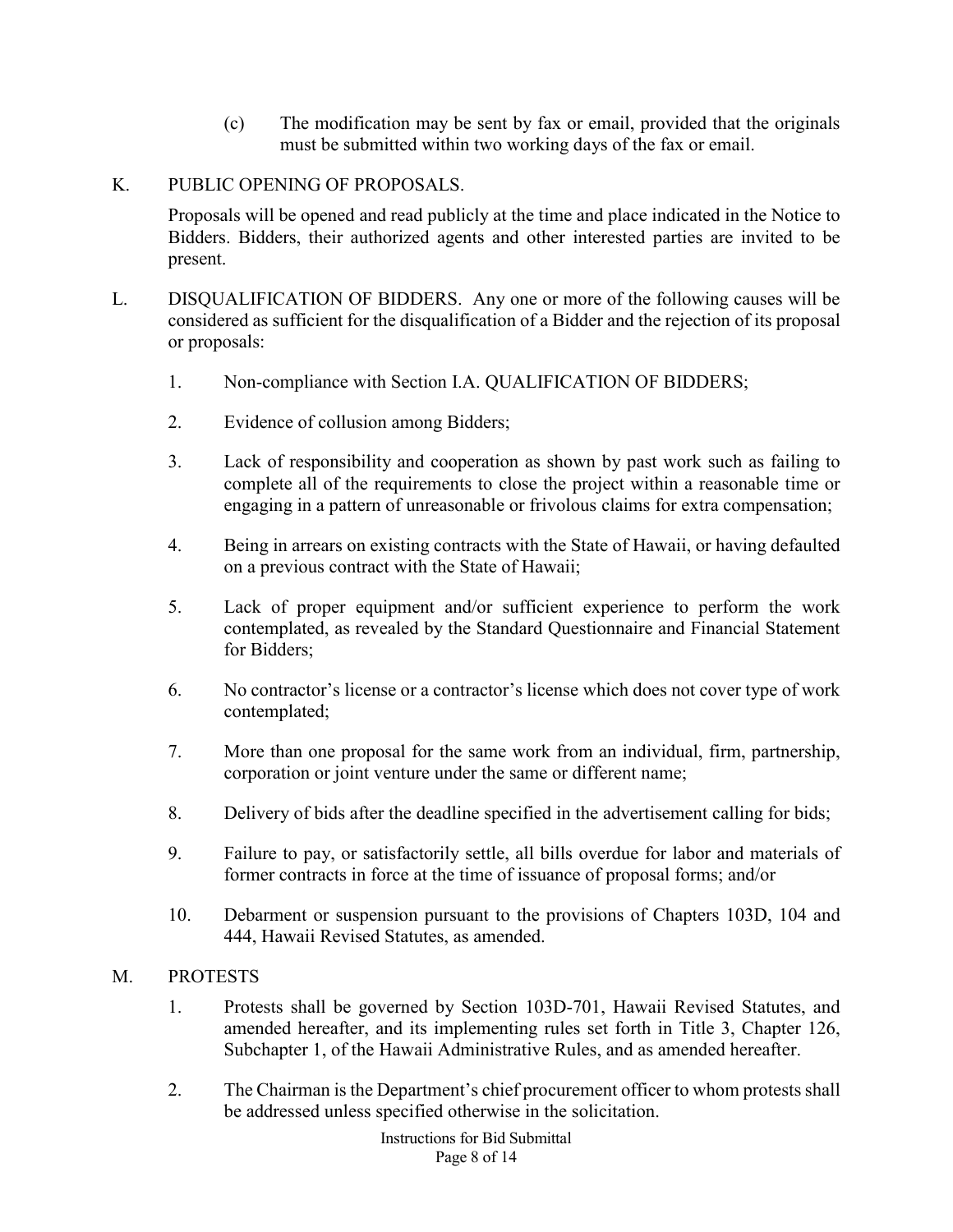(c) The modification may be sent by fax or email, provided that the originals must be submitted within two working days of the fax or email.

K. PUBLIC OPENING OF PROPOSALS.

Proposals will be opened and read publicly at the time and place indicated in the Notice to Bidders. Bidders, their authorized agents and other interested parties are invited to be present.

L. DISQUALIFICATION OF BIDDERS. Any one or more of the following causes will be considered as sufficient for the disqualification of a Bidder and the rejection of its proposal or proposals:

1. Non-compliance with Section I.A. QUALIFICATION OF BIDDERS;
2. Evidence of collusion among Bidders;
3. Lack of responsibility and cooperation as shown by past work such as failing to complete all of the requirements to close the project within a reasonable time or engaging in a pattern of unreasonable or frivolous claims for extra compensation;
4. Being in arrears on existing contracts with the State of Hawaii, or having defaulted on a previous contract with the State of Hawaii;
5. Lack of proper equipment and/or sufficient experience to perform the work contemplated, as revealed by the Standard Questionnaire and Financial Statement for Bidders;
6. No contractor's license or a contractor's license which does not cover type of work contemplated;
7. More than one proposal for the same work from an individual, firm, partnership, corporation or joint venture under the same or different name;
8. Delivery of bids after the deadline specified in the advertisement calling for bids;
9. Failure to pay, or satisfactorily settle, all bills overdue for labor and materials of former contracts in force at the time of issuance of proposal forms; and/or
10. Debarment or suspension pursuant to the provisions of Chapters 103D, 104 and 444, Hawaii Revised Statutes, as amended.

M. PROTESTS

1. Protests shall be governed by Section 103D-701, Hawaii Revised Statutes, and amended hereafter, and its implementing rules set forth in Title 3, Chapter 126, Subchapter 1, of the Hawaii Administrative Rules, and as amended hereafter.
2. The Chairman is the Department's chief procurement officer to whom protests shall be addressed unless specified otherwise in the solicitation.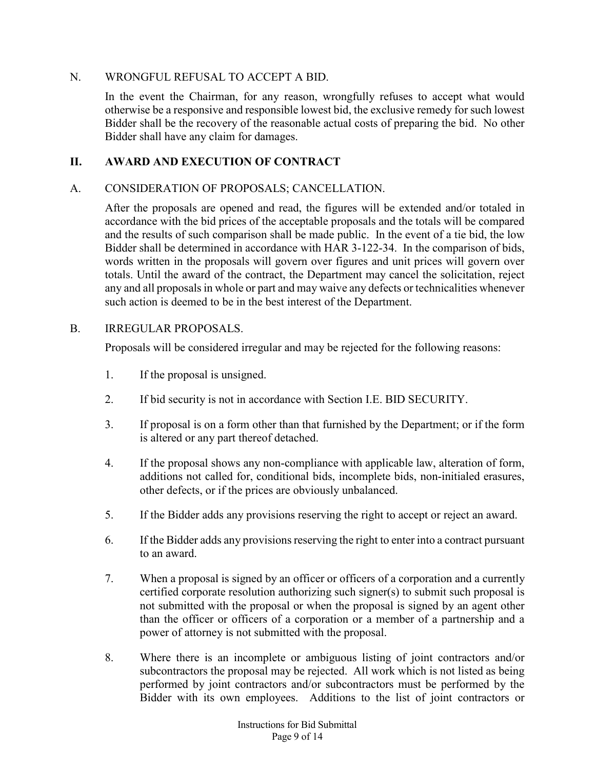### N. WRONGFUL REFUSAL TO ACCEPT A BID.

In the event the Chairman, for any reason, wrongfully refuses to accept what would otherwise be a responsive and responsible lowest bid, the exclusive remedy for such lowest Bidder shall be the recovery of the reasonable actual costs of preparing the bid. No other Bidder shall have any claim for damages.

## II. AWARD AND EXECUTION OF CONTRACT

### A. CONSIDERATION OF PROPOSALS; CANCELLATION.

After the proposals are opened and read, the figures will be extended and/or totaled in accordance with the bid prices of the acceptable proposals and the totals will be compared and the results of such comparison shall be made public. In the event of a tie bid, the low Bidder shall be determined in accordance with HAR 3-122-34. In the comparison of bids, words written in the proposals will govern over figures and unit prices will govern over totals. Until the award of the contract, the Department may cancel the solicitation, reject any and all proposals in whole or part and may waive any defects or technicalities whenever such action is deemed to be in the best interest of the Department.

### B. IRREGULAR PROPOSALS.

Proposals will be considered irregular and may be rejected for the following reasons:

1. If the proposal is unsigned.
2. If bid security is not in accordance with Section I.E. BID SECURITY.
3. If proposal is on a form other than that furnished by the Department; or if the form is altered or any part thereof detached.
4. If the proposal shows any non-compliance with applicable law, alteration of form, additions not called for, conditional bids, incomplete bids, non-initialed erasures, other defects, or if the prices are obviously unbalanced.
5. If the Bidder adds any provisions reserving the right to accept or reject an award.
6. If the Bidder adds any provisions reserving the right to enter into a contract pursuant to an award.
7. When a proposal is signed by an officer or officers of a corporation and a currently certified corporate resolution authorizing such signer(s) to submit such proposal is not submitted with the proposal or when the proposal is signed by an agent other than the officer or officers of a corporation or a member of a partnership and a power of attorney is not submitted with the proposal.
8. Where there is an incomplete or ambiguous listing of joint contractors and/or subcontractors the proposal may be rejected. All work which is not listed as being performed by joint contractors and/or subcontractors must be performed by the Bidder with its own employees. Additions to the list of joint contractors or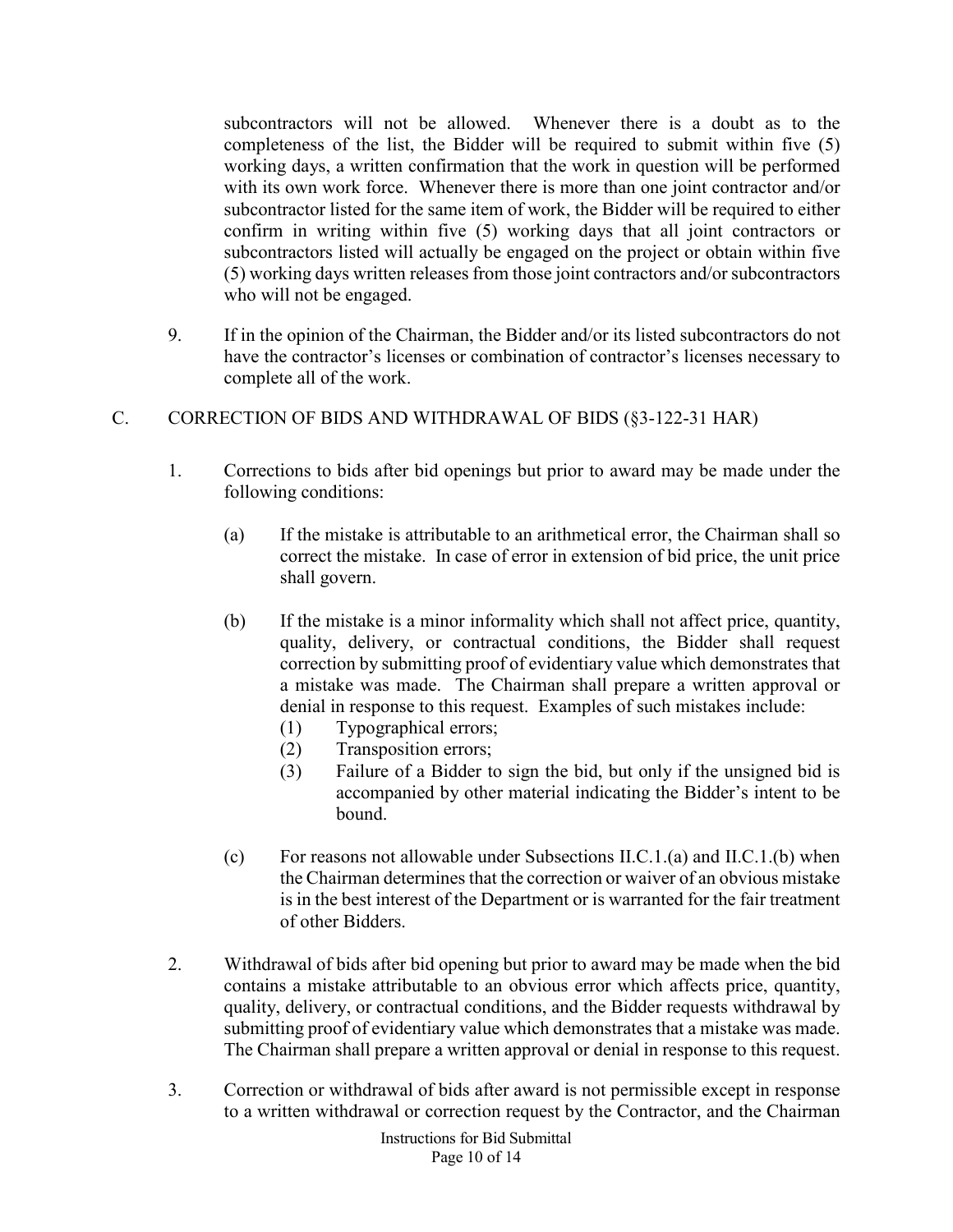subcontractors will not be allowed. Whenever there is a doubt as to the completeness of the list, the Bidder will be required to submit within five (5) working days, a written confirmation that the work in question will be performed with its own work force. Whenever there is more than one joint contractor and/or subcontractor listed for the same item of work, the Bidder will be required to either confirm in writing within five (5) working days that all joint contractors or subcontractors listed will actually be engaged on the project or obtain within five (5) working days written releases from those joint contractors and/or subcontractors who will not be engaged.

9. If in the opinion of the Chairman, the Bidder and/or its listed subcontractors do not have the contractor's licenses or combination of contractor's licenses necessary to complete all of the work.

C. CORRECTION OF BIDS AND WITHDRAWAL OF BIDS (§3-122-31 HAR)

1. Corrections to bids after bid openings but prior to award may be made under the following conditions:

   (a) If the mistake is attributable to an arithmetical error, the Chairman shall so correct the mistake. In case of error in extension of bid price, the unit price shall govern.

   (b) If the mistake is a minor informality which shall not affect price, quantity, quality, delivery, or contractual conditions, the Bidder shall request correction by submitting proof of evidentiary value which demonstrates that a mistake was made. The Chairman shall prepare a written approval or denial in response to this request. Examples of such mistakes include:
   (1) Typographical errors;
   (2) Transposition errors;
   (3) Failure of a Bidder to sign the bid, but only if the unsigned bid is accompanied by other material indicating the Bidder's intent to be bound.

   (c) For reasons not allowable under Subsections II.C.1.(a) and II.C.1.(b) when the Chairman determines that the correction or waiver of an obvious mistake is in the best interest of the Department or is warranted for the fair treatment of other Bidders.

2. Withdrawal of bids after bid opening but prior to award may be made when the bid contains a mistake attributable to an obvious error which affects price, quantity, quality, delivery, or contractual conditions, and the Bidder requests withdrawal by submitting proof of evidentiary value which demonstrates that a mistake was made. The Chairman shall prepare a written approval or denial in response to this request.

3. Correction or withdrawal of bids after award is not permissible except in response to a written withdrawal or correction request by the Contractor, and the Chairman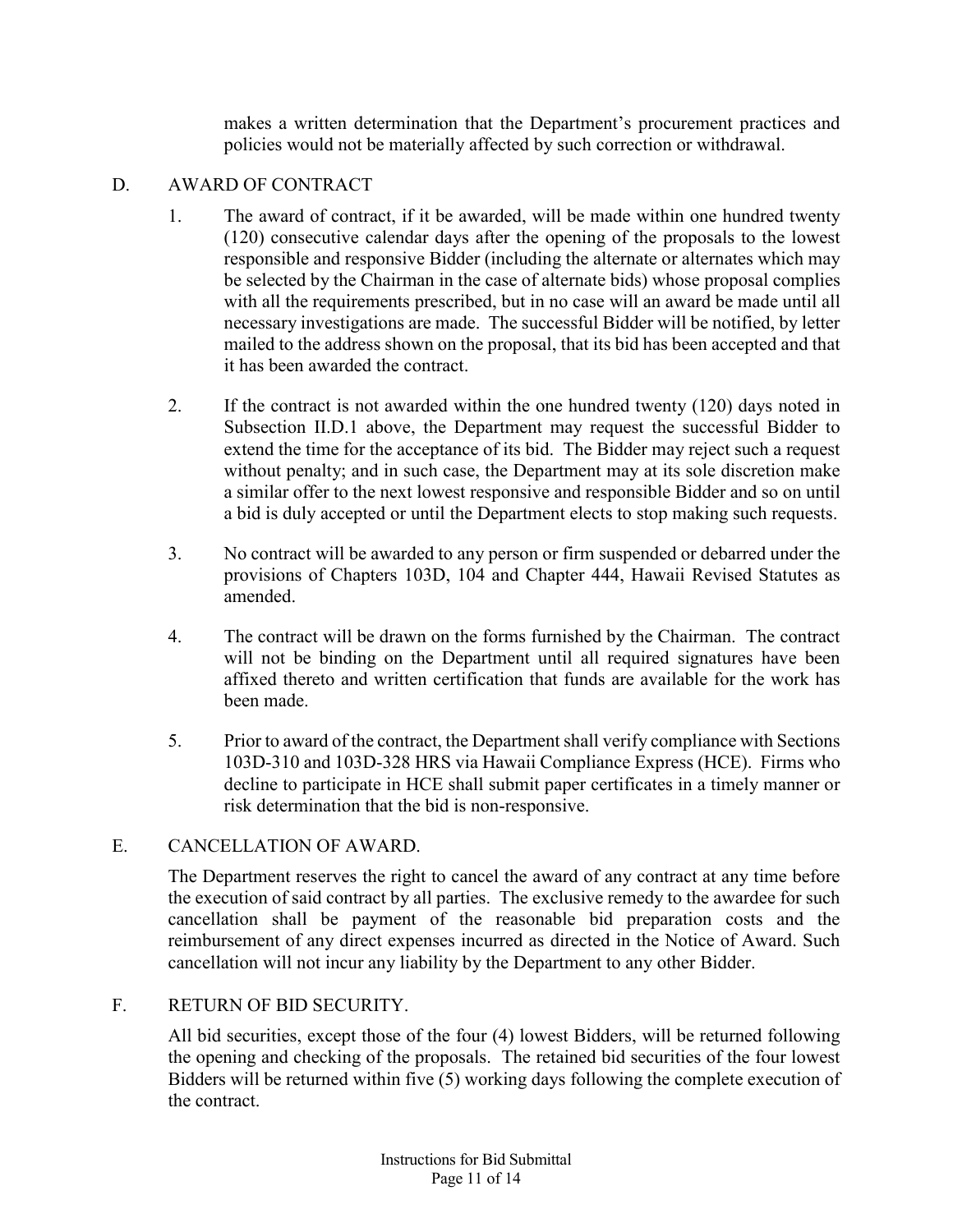makes a written determination that the Department's procurement practices and policies would not be materially affected by such correction or withdrawal.

D. AWARD OF CONTRACT

1. The award of contract, if it be awarded, will be made within one hundred twenty (120) consecutive calendar days after the opening of the proposals to the lowest responsible and responsive Bidder (including the alternate or alternates which may be selected by the Chairman in the case of alternate bids) whose proposal complies with all the requirements prescribed, but in no case will an award be made until all necessary investigations are made. The successful Bidder will be notified, by letter mailed to the address shown on the proposal, that its bid has been accepted and that it has been awarded the contract.

2. If the contract is not awarded within the one hundred twenty (120) days noted in Subsection II.D.1 above, the Department may request the successful Bidder to extend the time for the acceptance of its bid. The Bidder may reject such a request without penalty; and in such case, the Department may at its sole discretion make a similar offer to the next lowest responsive and responsible Bidder and so on until a bid is duly accepted or until the Department elects to stop making such requests.

3. No contract will be awarded to any person or firm suspended or debarred under the provisions of Chapters 103D, 104 and Chapter 444, Hawaii Revised Statutes as amended.

4. The contract will be drawn on the forms furnished by the Chairman. The contract will not be binding on the Department until all required signatures have been affixed thereto and written certification that funds are available for the work has been made.

5. Prior to award of the contract, the Department shall verify compliance with Sections 103D-310 and 103D-328 HRS via Hawaii Compliance Express (HCE). Firms who decline to participate in HCE shall submit paper certificates in a timely manner or risk determination that the bid is non-responsive.

E. CANCELLATION OF AWARD.

The Department reserves the right to cancel the award of any contract at any time before the execution of said contract by all parties. The exclusive remedy to the awardee for such cancellation shall be payment of the reasonable bid preparation costs and the reimbursement of any direct expenses incurred as directed in the Notice of Award. Such cancellation will not incur any liability by the Department to any other Bidder.

F. RETURN OF BID SECURITY.

All bid securities, except those of the four (4) lowest Bidders, will be returned following the opening and checking of the proposals. The retained bid securities of the four lowest Bidders will be returned within five (5) working days following the complete execution of the contract.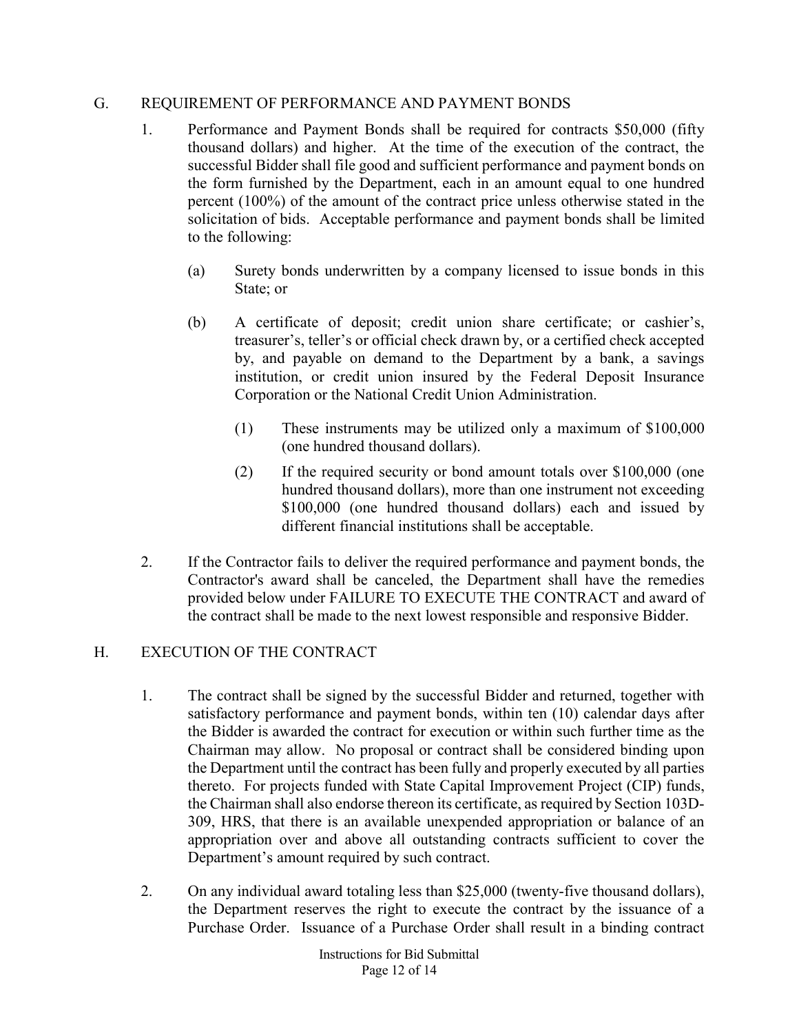## G. REQUIREMENT OF PERFORMANCE AND PAYMENT BONDS

1. Performance and Payment Bonds shall be required for contracts $50,000 (fifty thousand dollars) and higher. At the time of the execution of the contract, the successful Bidder shall file good and sufficient performance and payment bonds on the form furnished by the Department, each in an amount equal to one hundred percent (100%) of the amount of the contract price unless otherwise stated in the solicitation of bids. Acceptable performance and payment bonds shall be limited to the following:

   (a) Surety bonds underwritten by a company licensed to issue bonds in this State; or

   (b) A certificate of deposit; credit union share certificate; or cashier's, treasurer's, teller's or official check drawn by, or a certified check accepted by, and payable on demand to the Department by a bank, a savings institution, or credit union insured by the Federal Deposit Insurance Corporation or the National Credit Union Administration.

      (1) These instruments may be utilized only a maximum of $100,000 (one hundred thousand dollars).

      (2) If the required security or bond amount totals over $100,000 (one hundred thousand dollars), more than one instrument not exceeding $100,000 (one hundred thousand dollars) each and issued by different financial institutions shall be acceptable.

2. If the Contractor fails to deliver the required performance and payment bonds, the Contractor's award shall be canceled, the Department shall have the remedies provided below under FAILURE TO EXECUTE THE CONTRACT and award of the contract shall be made to the next lowest responsible and responsive Bidder.

## H. EXECUTION OF THE CONTRACT

1. The contract shall be signed by the successful Bidder and returned, together with satisfactory performance and payment bonds, within ten (10) calendar days after the Bidder is awarded the contract for execution or within such further time as the Chairman may allow. No proposal or contract shall be considered binding upon the Department until the contract has been fully and properly executed by all parties thereto. For projects funded with State Capital Improvement Project (CIP) funds, the Chairman shall also endorse thereon its certificate, as required by Section 103D-309, HRS, that there is an available unexpended appropriation or balance of an appropriation over and above all outstanding contracts sufficient to cover the Department's amount required by such contract.

2. On any individual award totaling less than $25,000 (twenty-five thousand dollars), the Department reserves the right to execute the contract by the issuance of a Purchase Order. Issuance of a Purchase Order shall result in a binding contract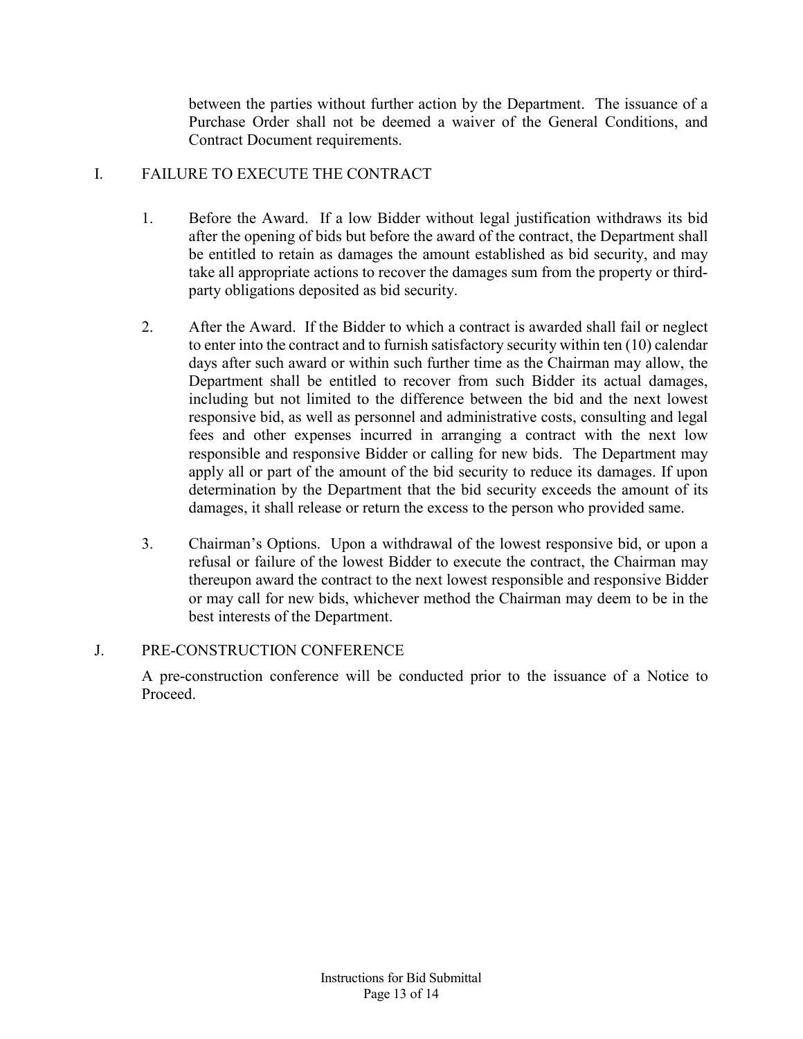between the parties without further action by the Department. The issuance of a Purchase Order shall not be deemed a waiver of the General Conditions, and Contract Document requirements.

## I. FAILURE TO EXECUTE THE CONTRACT

1. Before the Award. If a low Bidder without legal justification withdraws its bid after the opening of bids but before the award of the contract, the Department shall be entitled to retain as damages the amount established as bid security, and may take all appropriate actions to recover the damages sum from the property or third-party obligations deposited as bid security.

2. After the Award. If the Bidder to which a contract is awarded shall fail or neglect to enter into the contract and to furnish satisfactory security within ten (10) calendar days after such award or within such further time as the Chairman may allow, the Department shall be entitled to recover from such Bidder its actual damages, including but not limited to the difference between the bid and the next lowest responsive bid, as well as personnel and administrative costs, consulting and legal fees and other expenses incurred in arranging a contract with the next low responsible and responsive Bidder or calling for new bids. The Department may apply all or part of the amount of the bid security to reduce its damages. If upon determination by the Department that the bid security exceeds the amount of its damages, it shall release or return the excess to the person who provided same.

3. Chairman's Options. Upon a withdrawal of the lowest responsive bid, or upon a refusal or failure of the lowest Bidder to execute the contract, the Chairman may thereupon award the contract to the next lowest responsible and responsive Bidder or may call for new bids, whichever method the Chairman may deem to be in the best interests of the Department.

## J. PRE-CONSTRUCTION CONFERENCE

A pre-construction conference will be conducted prior to the issuance of a Notice to Proceed.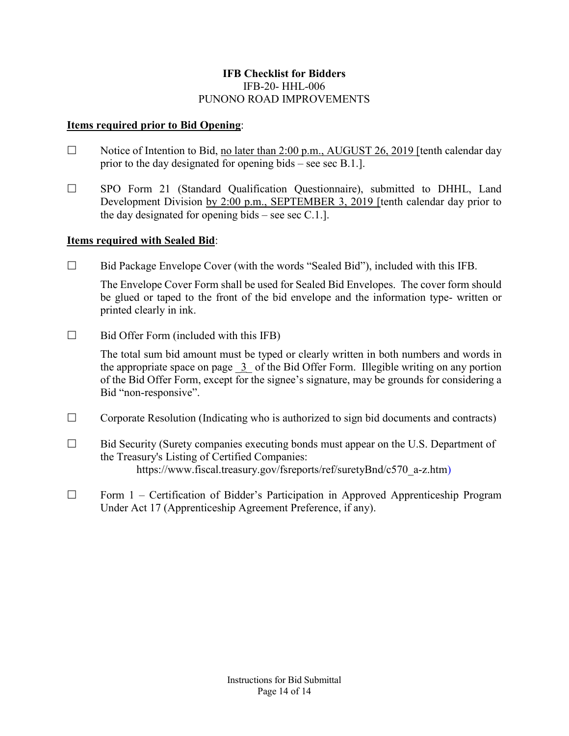**IFB Checklist for Bidders**
IFB-20- HHL-006
PUNONO ROAD IMPROVEMENTS

**Items required prior to Bid Opening**:

☐ Notice of Intention to Bid, no later than 2:00 p.m., AUGUST 26, 2019 [tenth calendar day prior to the day designated for opening bids – see sec B.1.].

☐ SPO Form 21 (Standard Qualification Questionnaire), submitted to DHHL, Land Development Division by 2:00 p.m., SEPTEMBER 3, 2019 [tenth calendar day prior to the day designated for opening bids – see sec C.1.].

**Items required with Sealed Bid**:

☐ Bid Package Envelope Cover (with the words "Sealed Bid"), included with this IFB.

The Envelope Cover Form shall be used for Sealed Bid Envelopes. The cover form should be glued or taped to the front of the bid envelope and the information type- written or printed clearly in ink.

☐ Bid Offer Form (included with this IFB)

The total sum bid amount must be typed or clearly written in both numbers and words in the appropriate space on page _3_ of the Bid Offer Form. Illegible writing on any portion of the Bid Offer Form, except for the signee's signature, may be grounds for considering a Bid "non-responsive".

☐ Corporate Resolution (Indicating who is authorized to sign bid documents and contracts)

☐ Bid Security (Surety companies executing bonds must appear on the U.S. Department of the Treasury's Listing of Certified Companies:
https://www.fiscal.treasury.gov/fsreports/ref/suretyBnd/c570_a-z.htm)

☐ Form 1 – Certification of Bidder's Participation in Approved Apprenticeship Program Under Act 17 (Apprenticeship Agreement Preference, if any).